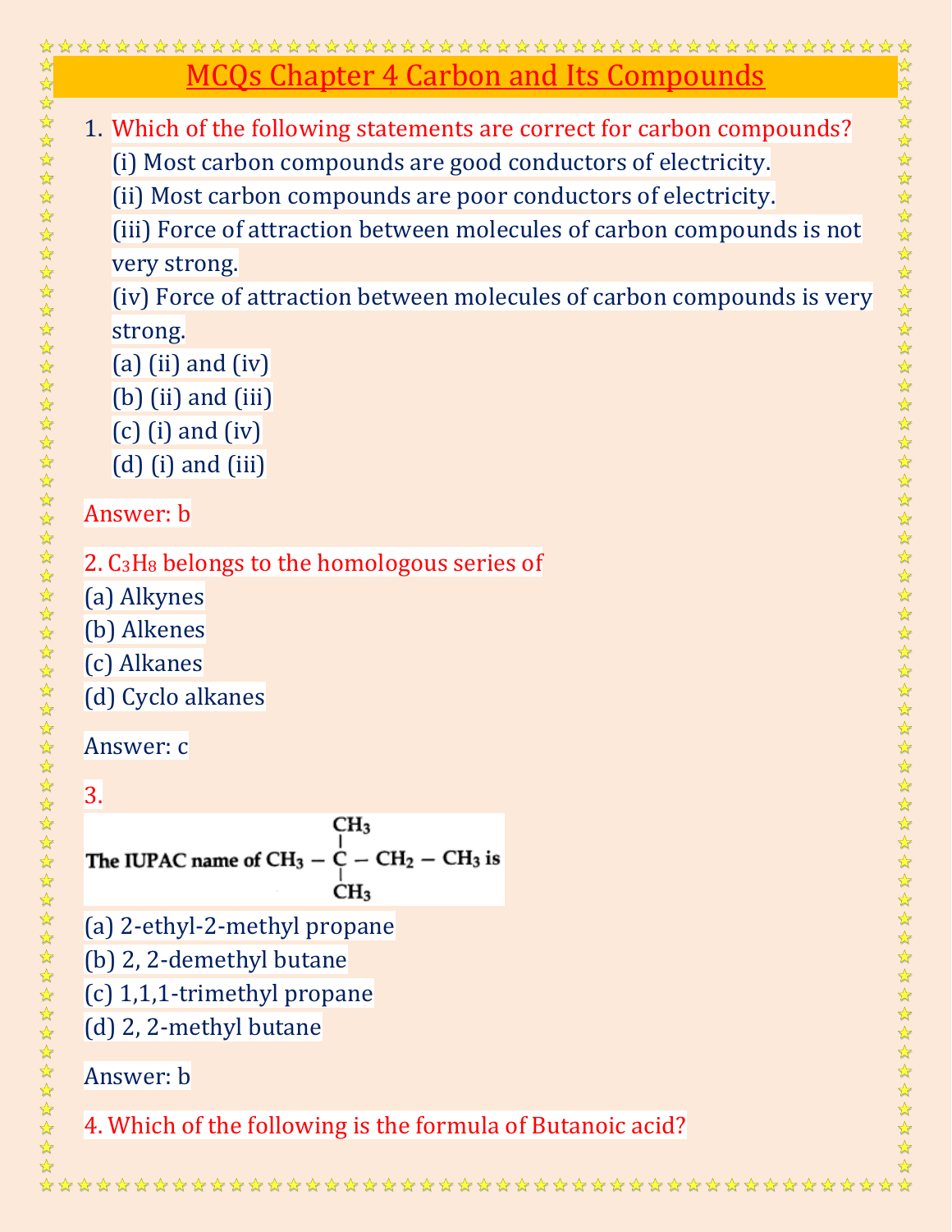# MCQs Chapter 4 Carbon and Its Compounds

1. Which of the following statements are correct for carbon compounds?
   (i) Most carbon compounds are good conductors of electricity.
   (ii) Most carbon compounds are poor conductors of electricity.
   (iii) Force of attraction between molecules of carbon compounds is not very strong.
   (iv) Force of attraction between molecules of carbon compounds is very strong.
   (a) (ii) and (iv)
   (b) (ii) and (iii)
   (c) (i) and (iv)
   (d) (i) and (iii)

Answer: b

2. $C_3H_8$ belongs to the homologous series of
(a) Alkynes
(b) Alkenes
(c) Alkanes
(d) Cyclo alkanes

Answer: c

3. The IUPAC name of

$$CH_3 - \underset{\displaystyle CH_3}{\overset{\displaystyle CH_3}{\underset{|}{\overset{|}{C}}}} - CH_2 - CH_3$$

is

(a) 2-ethyl-2-methyl propane
(b) 2, 2-demethyl butane
(c) 1,1,1-trimethyl propane
(d) 2, 2-methyl butane

Answer: b

4. Which of the following is the formula of Butanoic acid?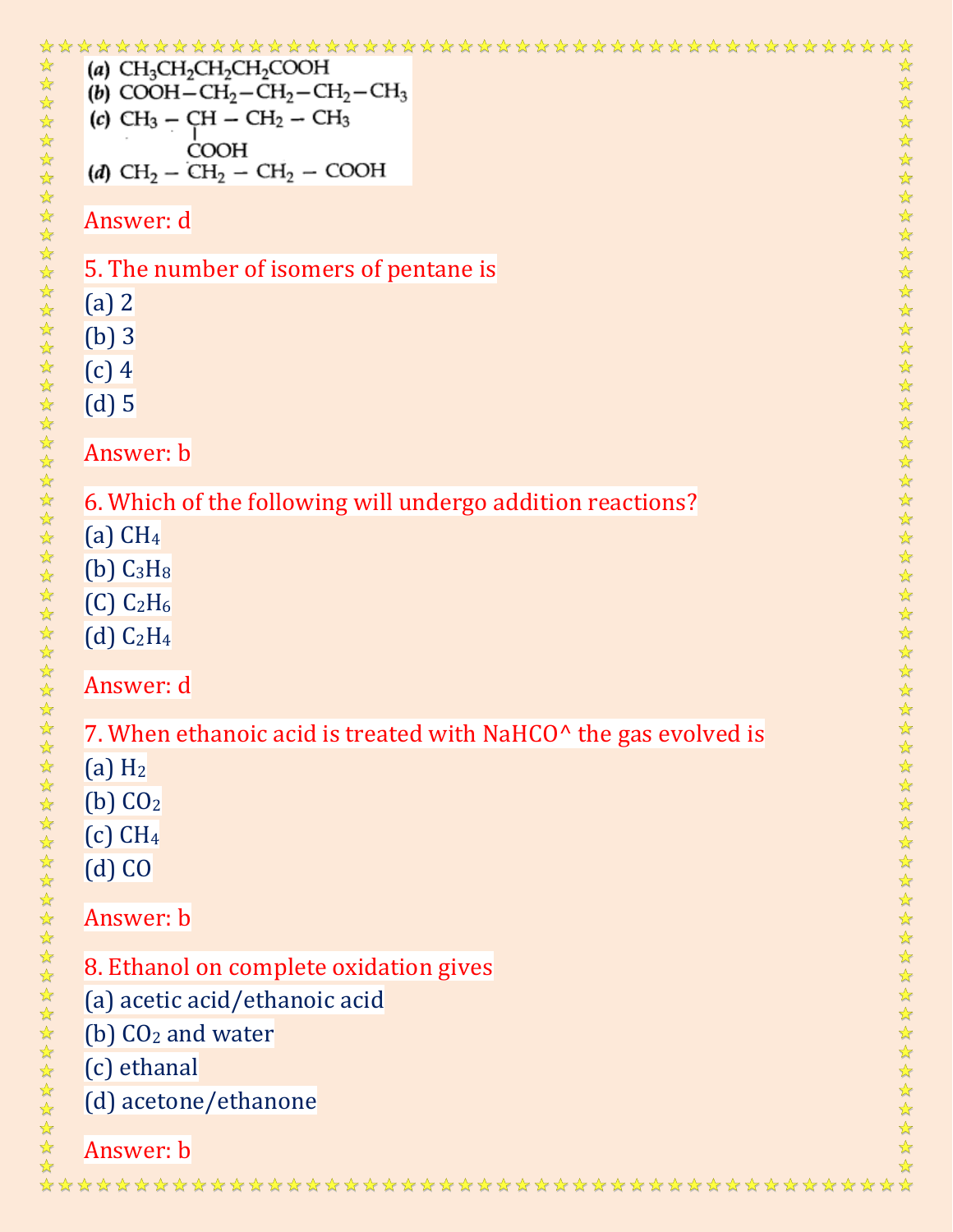(a) $CH_3CH_2CH_2CH_2COOH$
(b) $COOH-CH_2-CH_2-CH_2-CH_3$
(c) $CH_3-\underset{\displaystyle COOH}{\underset{|}{CH}}-CH_2-CH_3$
(d) $CH_2-CH_2-CH_2-COOH$

Answer: d

5. The number of isomers of pentane is
(a) 2
(b) 3
(c) 4
(d) 5

Answer: b

6. Which of the following will undergo addition reactions?
(a) $CH_4$
(b) $C_3H_8$
(C) $C_2H_6$
(d) $C_2H_4$

Answer: d

7. When ethanoic acid is treated with NaHCO^ the gas evolved is
(a) $H_2$
(b) $CO_2$
(c) $CH_4$
(d) CO

Answer: b

8. Ethanol on complete oxidation gives
(a) acetic acid/ethanoic acid
(b) $CO_2$ and water
(c) ethanal
(d) acetone/ethanone

Answer: b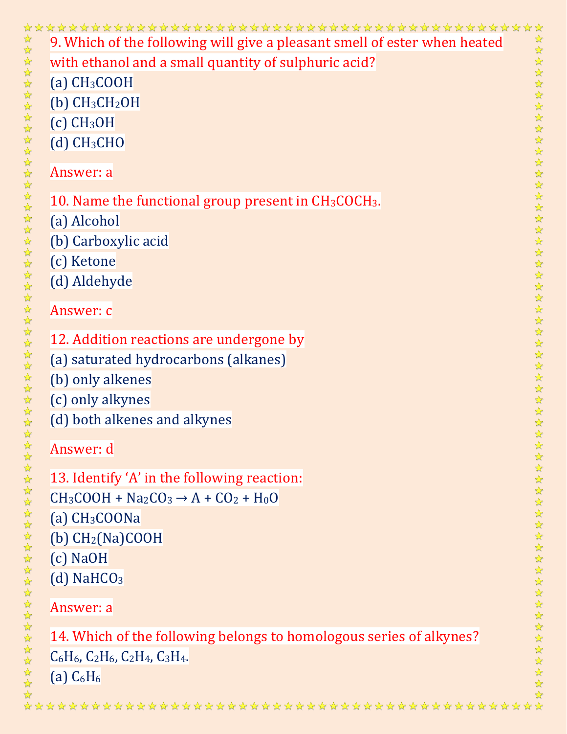9. Which of the following will give a pleasant smell of ester when heated with ethanol and a small quantity of sulphuric acid?

(a) $CH_3COOH$

(b) $CH_3CH_2OH$

(c) $CH_3OH$

(d) $CH_3CHO$

Answer: a

10. Name the functional group present in $CH_3COCH_3$.

(a) Alcohol

(b) Carboxylic acid

(c) Ketone

(d) Aldehyde

Answer: c

12. Addition reactions are undergone by

(a) saturated hydrocarbons (alkanes)

(b) only alkenes

(c) only alkynes

(d) both alkenes and alkynes

Answer: d

13. Identify 'A' in the following reaction:

$CH_3COOH + Na_2CO_3 \rightarrow A + CO_2 + H_0O$

(a) $CH_3COONa$

(b) $CH_2(Na)COOH$

(c) $NaOH$

(d) $NaHCO_3$

Answer: a

14. Which of the following belongs to homologous series of alkynes?

$C_6H_6$, $C_2H_6$, $C_2H_4$, $C_3H_4$.

(a) $C_6H_6$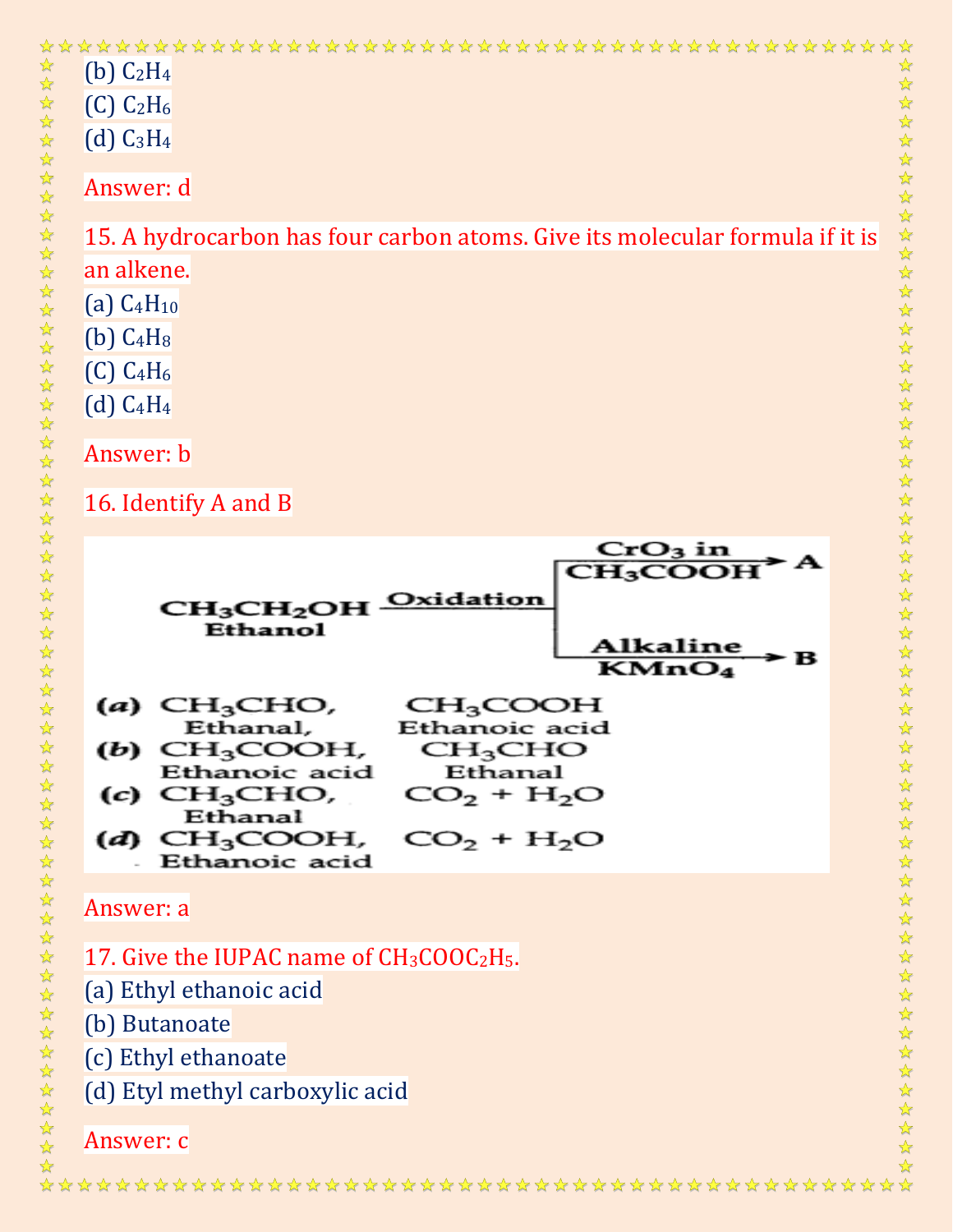(b) $C_2H_4$
(C) $C_2H_6$
(d) $C_3H_4$

Answer: d

15. A hydrocarbon has four carbon atoms. Give its molecular formula if it is an alkene.
(a) $C_4H_{10}$
(b) $C_4H_8$
(C) $C_4H_6$
(d) $C_4H_4$

Answer: b

16. Identify A and B

$$CH_3CH_2OH \text{ (Ethanol)} \xrightarrow{\text{Oxidation}} \begin{cases} \xrightarrow{CrO_3 \text{ in } CH_3COOH} A \\ \xrightarrow{\text{Alkaline } KMnO_4} B \end{cases}$$

(a) $CH_3CHO$, Ethanal, $CH_3COOH$ Ethanoic acid
(b) $CH_3COOH$, Ethanoic acid $CH_3CHO$ Ethanal
(c) $CH_3CHO$, Ethanal $CO_2 + H_2O$
(d) $CH_3COOH$, Ethanoic acid $CO_2 + H_2O$

Answer: a

17. Give the IUPAC name of $CH_3COOC_2H_5$.
(a) Ethyl ethanoic acid
(b) Butanoate
(c) Ethyl ethanoate
(d) Etyl methyl carboxylic acid

Answer: c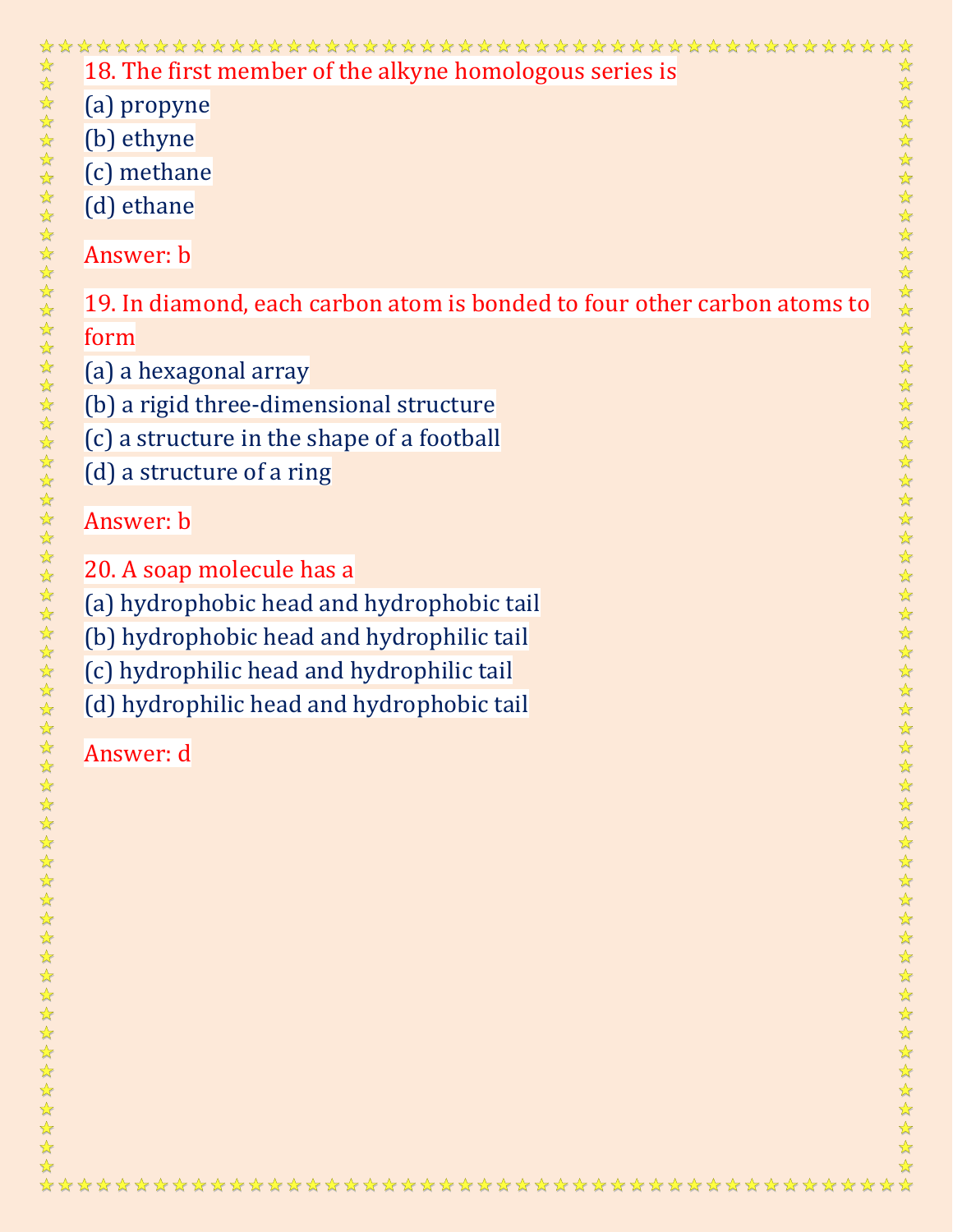18. The first member of the alkyne homologous series is

(a) propyne
(b) ethyne
(c) methane
(d) ethane

Answer: b

19. In diamond, each carbon atom is bonded to four other carbon atoms to form

(a) a hexagonal array
(b) a rigid three-dimensional structure
(c) a structure in the shape of a football
(d) a structure of a ring

Answer: b

20. A soap molecule has a

(a) hydrophobic head and hydrophobic tail
(b) hydrophobic head and hydrophilic tail
(c) hydrophilic head and hydrophilic tail
(d) hydrophilic head and hydrophobic tail

Answer: d